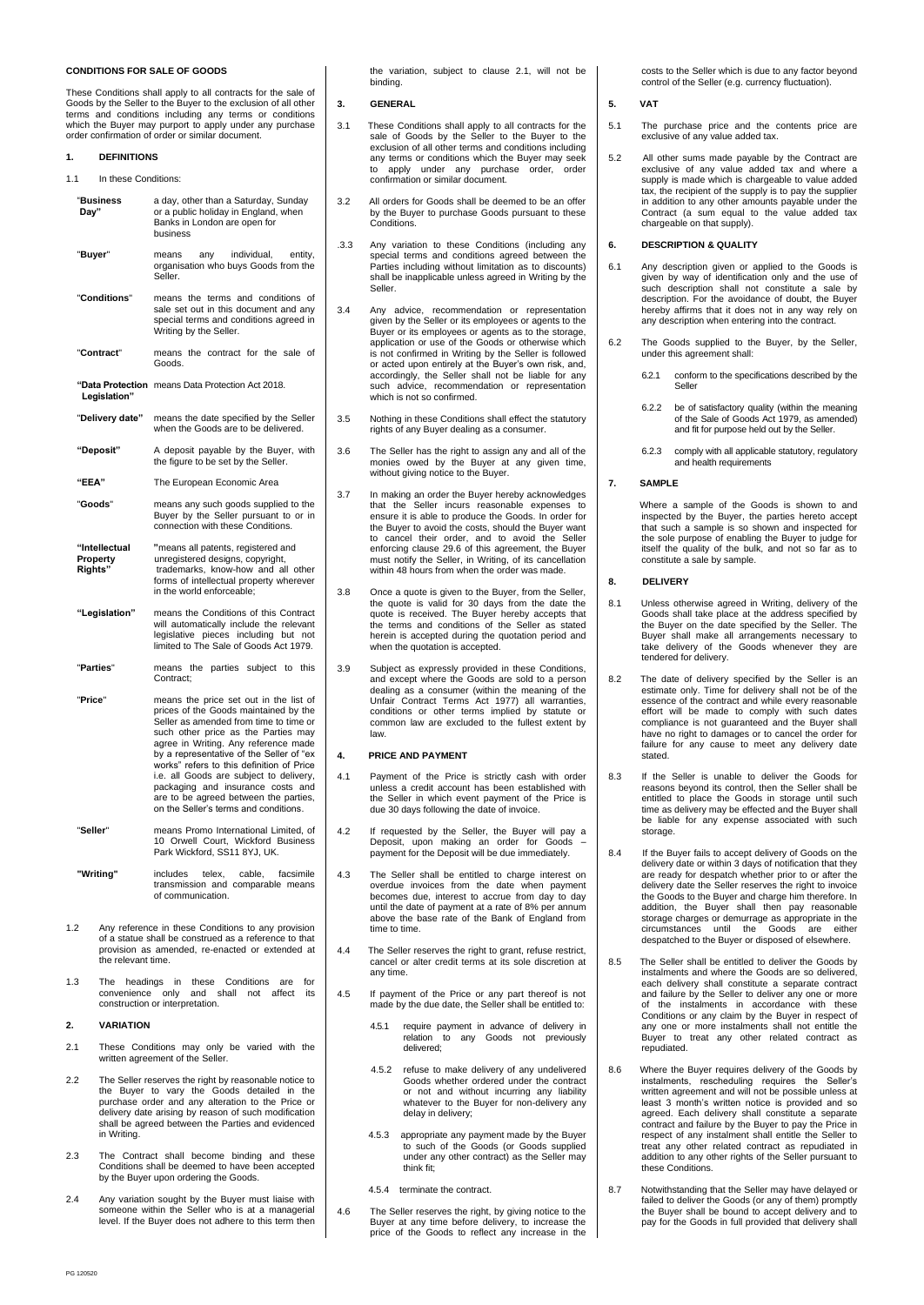## CONDITIONS FOR SALE OF GOODS

These Conditions shall apply to all contracts for the sale of Goods by the Seller to the Buyer to the exclusion of all other terms and conditions including any terms or conditions which the Buyer may purport to apply under any purchase order confirmation of order or similar document.

### 1. DEFINITIONS

1.1 In these Conditions:

| | |
|---|---|
| "**Business Day**" | a day, other than a Saturday, Sunday or a public holiday in England, when Banks in London are open for business |
| "**Buyer**" | means any individual, entity, organisation who buys Goods from the Seller. |
| "**Conditions**" | means the terms and conditions of sale set out in this document and any special terms and conditions agreed in Writing by the Seller. |
| "**Contract**" | means the contract for the sale of Goods. |
| **"Data Protection Legislation"** | means Data Protection Act 2018. |
| "**Delivery date**" | means the date specified by the Seller when the Goods are to be delivered. |
| **"Deposit"** | A deposit payable by the Buyer, with the figure to be set by the Seller. |
| **"EEA"** | The European Economic Area |
| "**Goods**" | means any such goods supplied to the Buyer by the Seller pursuant to or in connection with these Conditions. |
| **"Intellectual Property Rights"** | "means all patents, registered and unregistered designs, copyright, trademarks, know-how and all other forms of intellectual property wherever in the world enforceable; |
| **"Legislation"** | means the Conditions of this Contract will automatically include the relevant legislative pieces including but not limited to The Sale of Goods Act 1979. |
| "**Parties**" | means the parties subject to this Contract; |
| "**Price**" | means the price set out in the list of prices of the Goods maintained by the Seller as amended from time to time or such other price as the Parties may agree in Writing. Any reference made by a representative of the Seller of "ex works" refers to this definition of Price i.e. all Goods are subject to delivery, packaging and insurance costs and are to be agreed between the parties, on the Seller's terms and conditions. |
| "**Seller**" | means Promo International Limited, of 10 Orwell Court, Wickford Business Park Wickford, SS11 8YJ, UK. |
| **"Writing"** | includes telex, cable, facsimile transmission and comparable means of communication. |

1.2 Any reference in these Conditions to any provision of a statue shall be construed as a reference to that provision as amended, re-enacted or extended at the relevant time.

1.3 The headings in these Conditions are for convenience only and shall not affect its construction or interpretation.

### 2. VARIATION

2.1 These Conditions may only be varied with the written agreement of the Seller.

2.2 The Seller reserves the right by reasonable notice to the Buyer to vary the Goods detailed in the purchase order and any alteration to the Price or delivery date arising by reason of such modification shall be agreed between the Parties and evidenced in Writing.

2.3 The Contract shall become binding and these Conditions shall be deemed to have been accepted by the Buyer upon ordering the Goods.

2.4 Any variation sought by the Buyer must liaise with someone within the Seller who is at a managerial level. If the Buyer does not adhere to this term then the variation, subject to clause 2.1, will not be binding.

### 3. GENERAL

3.1 These Conditions shall apply to all contracts for the sale of Goods by the Seller to the Buyer to the exclusion of all other terms and conditions including any terms or conditions which the Buyer may seek to apply under any purchase order, order confirmation or similar document.

3.2 All orders for Goods shall be deemed to be an offer by the Buyer to purchase Goods pursuant to these Conditions.

.3.3 Any variation to these Conditions (including any special terms and conditions agreed between the Parties including without limitation as to discounts) shall be inapplicable unless agreed in Writing by the Seller.

3.4 Any advice, recommendation or representation given by the Seller or its employees or agents to the Buyer or its employees or agents as to the storage, application or use of the Goods or otherwise which is not confirmed in Writing by the Seller is followed or acted upon entirely at the Buyer's own risk, and, accordingly, the Seller shall not be liable for any such advice, recommendation or representation which is not so confirmed.

3.5 Nothing in these Conditions shall effect the statutory rights of any Buyer dealing as a consumer.

3.6 The Seller has the right to assign any and all of the monies owed by the Buyer at any given time, without giving notice to the Buyer.

3.7 In making an order the Buyer hereby acknowledges that the Seller incurs reasonable expenses to ensure it is able to produce the Goods. In order for the Buyer to avoid the costs, should the Buyer want to cancel their order, and to avoid the Seller enforcing clause 29.6 of this agreement, the Buyer must notify the Seller, in Writing, of its cancellation within 48 hours from when the order was made.

3.8 Once a quote is given to the Buyer, from the Seller, the quote is valid for 30 days from the date the quote is received. The Buyer hereby accepts that the terms and conditions of the Seller as stated herein is accepted during the quotation period and when the quotation is accepted.

3.9 Subject as expressly provided in these Conditions, and except where the Goods are sold to a person dealing as a consumer (within the meaning of the Unfair Contract Terms Act 1977) all warranties, conditions or other terms implied by statute or common law are excluded to the fullest extent by law.

### 4. PRICE AND PAYMENT

4.1 Payment of the Price is strictly cash with order unless a credit account has been established with the Seller in which event payment of the Price is due 30 days following the date of invoice.

4.2 If requested by the Seller, the Buyer will pay a Deposit, upon making an order for Goods – payment for the Deposit will be due immediately.

4.3 The Seller shall be entitled to charge interest on overdue invoices from the date when payment becomes due, interest to accrue from day to day until the date of payment at a rate of 8% per annum above the base rate of the Bank of England from time to time.

4.4 The Seller reserves the right to grant, refuse restrict, cancel or alter credit terms at its sole discretion at any time.

4.5 If payment of the Price or any part thereof is not made by the due date, the Seller shall be entitled to:

4.5.1 require payment in advance of delivery in relation to any Goods not previously delivered;

4.5.2 refuse to make delivery of any undelivered Goods whether ordered under the contract or not and without incurring any liability whatever to the Buyer for non-delivery any delay in delivery;

4.5.3 appropriate any payment made by the Buyer to such of the Goods (or Goods supplied under any other contract) as the Seller may think fit;

4.5.4 terminate the contract.

4.6 The Seller reserves the right, by giving notice to the Buyer at any time before delivery, to increase the price of the Goods to reflect any increase in the costs to the Seller which is due to any factor beyond control of the Seller (e.g. currency fluctuation).

### 5. VAT

5.1 The purchase price and the contents price are exclusive of any value added tax.

5.2 All other sums made payable by the Contract are exclusive of any value added tax and where a supply is made which is chargeable to value added tax, the recipient of the supply is to pay the supplier in addition to any other amounts payable under the Contract (a sum equal to the value added tax chargeable on that supply).

### 6. DESCRIPTION & QUALITY

6.1 Any description given or applied to the Goods is given by way of identification only and the use of such description shall not constitute a sale by description. For the avoidance of doubt, the Buyer hereby affirms that it does not in any way rely on any description when entering into the contract.

6.2 The Goods supplied to the Buyer, by the Seller, under this agreement shall:

6.2.1 conform to the specifications described by the Seller

6.2.2 be of satisfactory quality (within the meaning of the Sale of Goods Act 1979, as amended) and fit for purpose held out by the Seller.

6.2.3 comply with all applicable statutory, regulatory and health requirements

### 7. SAMPLE

Where a sample of the Goods is shown to and inspected by the Buyer, the parties hereto accept that such a sample is so shown and inspected for the sole purpose of enabling the Buyer to judge for itself the quality of the bulk, and not so far as to constitute a sale by sample.

### 8. DELIVERY

8.1 Unless otherwise agreed in Writing, delivery of the Goods shall take place at the address specified by the Buyer on the date specified by the Seller. The Buyer shall make all arrangements necessary to take delivery of the Goods whenever they are tendered for delivery.

8.2 The date of delivery specified by the Seller is an estimate only. Time for delivery shall not be of the essence of the contract and while every reasonable effort will be made to comply with such dates compliance is not guaranteed and the Buyer shall have no right to damages or to cancel the order for failure for any cause to meet any delivery date stated.

8.3 If the Seller is unable to deliver the Goods for reasons beyond its control, then the Seller shall be entitled to place the Goods in storage until such time as delivery may be effected and the Buyer shall be liable for any expense associated with such storage.

8.4 If the Buyer fails to accept delivery of Goods on the delivery date or within 3 days of notification that they are ready for despatch whether prior to or after the delivery date the Seller reserves the right to invoice the Goods to the Buyer and charge him therefore. In addition, the Buyer shall then pay reasonable storage charges or demurrage as appropriate in the circumstances until the Goods are either despatched to the Buyer or disposed of elsewhere.

8.5 The Seller shall be entitled to deliver the Goods by instalments and where the Goods are so delivered, each delivery shall constitute a separate contract and failure by the Seller to deliver any one or more of the instalments in accordance with these Conditions or any claim by the Buyer in respect of any one or more instalments shall not entitle the Buyer to treat any other related contract as repudiated.

8.6 Where the Buyer requires delivery of the Goods by instalments, rescheduling requires the Seller's written agreement and will not be possible unless at least 3 month's written notice is provided and so agreed. Each delivery shall constitute a separate contract and failure by the Buyer to pay the Price in respect of any instalment shall entitle the Seller to treat any other related contract as repudiated in addition to any other rights of the Seller pursuant to these Conditions.

8.7 Notwithstanding that the Seller may have delayed or failed to deliver the Goods (or any of them) promptly the Buyer shall be bound to accept delivery and to pay for the Goods in full provided that delivery shall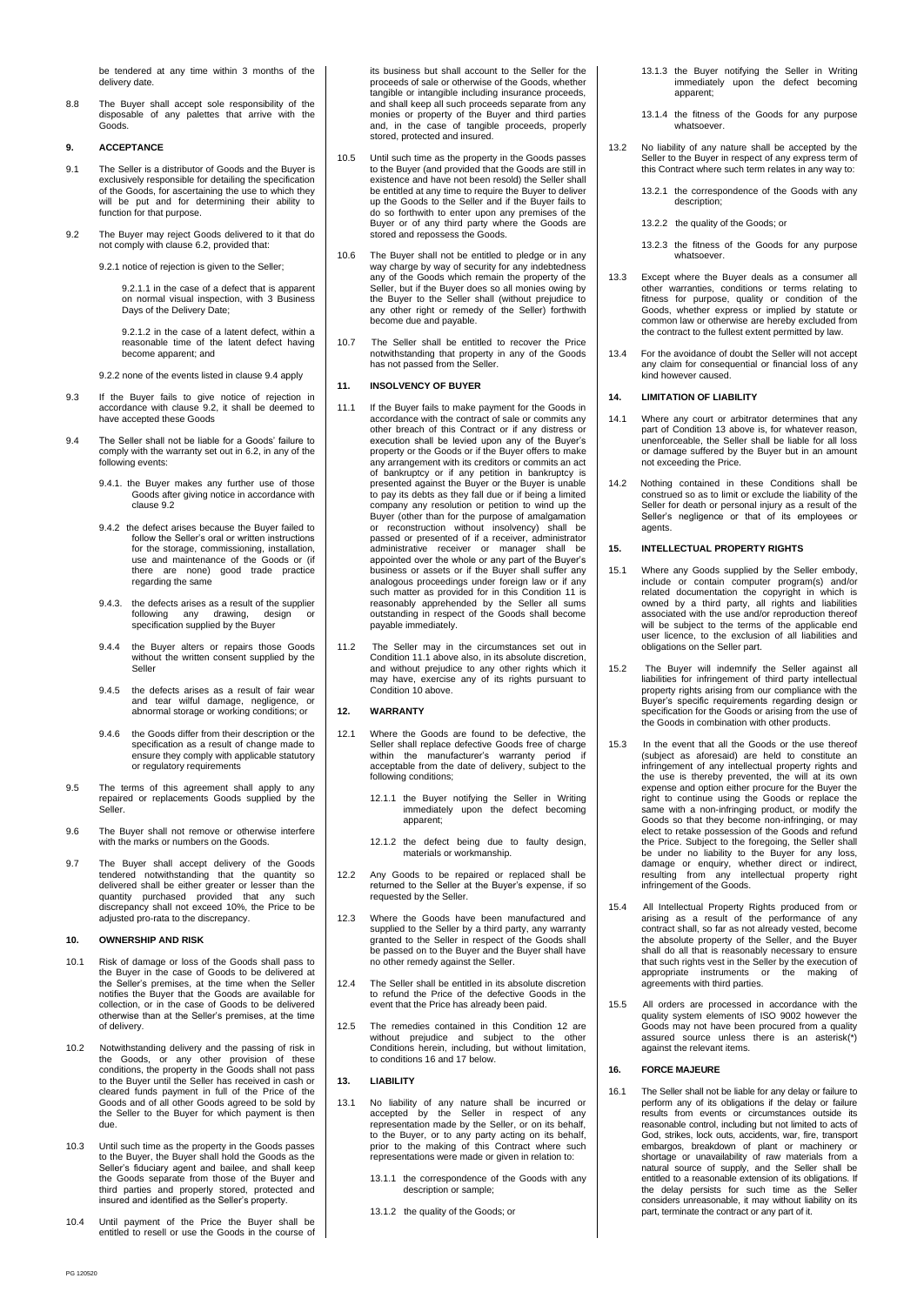be tendered at any time within 3 months of the delivery date.

8.8 The Buyer shall accept sole responsibility of the disposable of any palettes that arrive with the Goods.

## 9. ACCEPTANCE

9.1 The Seller is a distributor of Goods and the Buyer is exclusively responsible for detailing the specification of the Goods, for ascertaining the use to which they will be put and for determining their ability to function for that purpose.

9.2 The Buyer may reject Goods delivered to it that do not comply with clause 6.2, provided that:

9.2.1 notice of rejection is given to the Seller;

9.2.1.1 in the case of a defect that is apparent on normal visual inspection, with 3 Business Days of the Delivery Date;

9.2.1.2 in the case of a latent defect, within a reasonable time of the latent defect having become apparent; and

9.2.2 none of the events listed in clause 9.4 apply

9.3 If the Buyer fails to give notice of rejection in accordance with clause 9.2, it shall be deemed to have accepted these Goods

9.4 The Seller shall not be liable for a Goods' failure to comply with the warranty set out in 6.2, in any of the following events:

9.4.1. the Buyer makes any further use of those Goods after giving notice in accordance with clause 9.2

9.4.2 the defect arises because the Buyer failed to follow the Seller's oral or written instructions for the storage, commissioning, installation, use and maintenance of the Goods or (if there are none) good trade practice regarding the same

9.4.3. the defects arises as a result of the supplier following any drawing, design or specification supplied by the Buyer

9.4.4 the Buyer alters or repairs those Goods without the written consent supplied by the Seller

9.4.5 the defects arises as a result of fair wear and tear wilful damage, negligence, or abnormal storage or working conditions; or

9.4.6 the Goods differ from their description or the specification as a result of change made to ensure they comply with applicable statutory or regulatory requirements

9.5 The terms of this agreement shall apply to any repaired or replacements Goods supplied by the Seller.

9.6 The Buyer shall not remove or otherwise interfere with the marks or numbers on the Goods.

9.7 The Buyer shall accept delivery of the Goods tendered notwithstanding that the quantity so delivered shall be either greater or lesser than the quantity purchased provided that any such discrepancy shall not exceed 10%, the Price to be adjusted pro-rata to the discrepancy.

## 10. OWNERSHIP AND RISK

10.1 Risk of damage or loss of the Goods shall pass to the Buyer in the case of Goods to be delivered at the Seller's premises, at the time when the Seller notifies the Buyer that the Goods are available for collection, or in the case of Goods to be delivered otherwise than at the Seller's premises, at the time of delivery.

10.2 Notwithstanding delivery and the passing of risk in the Goods, or any other provision of these conditions, the property in the Goods shall not pass to the Buyer until the Seller has received in cash or cleared funds payment in full of the Price of the Goods and of all other Goods agreed to be sold by the Seller to the Buyer for which payment is then due.

10.3 Until such time as the property in the Goods passes to the Buyer, the Buyer shall hold the Goods as the Seller's fiduciary agent and bailee, and shall keep the Goods separate from those of the Buyer and third parties and properly stored, protected and insured and identified as the Seller's property.

10.4 Until payment of the Price the Buyer shall be entitled to resell or use the Goods in the course of its business but shall account to the Seller for the proceeds of sale or otherwise of the Goods, whether tangible or intangible including insurance proceeds, and shall keep all such proceeds separate from any monies or property of the Buyer and third parties and, in the case of tangible proceeds, properly stored, protected and insured.

10.5 Until such time as the property in the Goods passes to the Buyer (and provided that the Goods are still in existence and have not been resold) the Seller shall be entitled at any time to require the Buyer to deliver up the Goods to the Seller and if the Buyer fails to do so forthwith to enter upon any premises of the Buyer or of any third party where the Goods are stored and repossess the Goods.

10.6 The Buyer shall not be entitled to pledge or in any way charge by way of security for any indebtedness any of the Goods which remain the property of the Seller, but if the Buyer does so all monies owing by the Buyer to the Seller shall (without prejudice to any other right or remedy of the Seller) forthwith become due and payable.

10.7 The Seller shall be entitled to recover the Price notwithstanding that property in any of the Goods has not passed from the Seller.

## 11. INSOLVENCY OF BUYER

11.1 If the Buyer fails to make payment for the Goods in accordance with the contract of sale or commits any other breach of this Contract or if any distress or execution shall be levied upon any of the Buyer's property or the Goods or if the Buyer offers to make any arrangement with its creditors or commits an act of bankruptcy or if any petition in bankruptcy is presented against the Buyer or the Buyer is unable to pay its debts as they fall due or if being a limited company any resolution or petition to wind up the Buyer (other than for the purpose of amalgamation or reconstruction without insolvency) shall be passed or presented of if a receiver, administrator administrative receiver or manager shall be appointed over the whole or any part of the Buyer's business or assets or if the Buyer shall suffer any analogous proceedings under foreign law or if any such matter as provided for in this Condition 11 is reasonably apprehended by the Seller all sums outstanding in respect of the Goods shall become payable immediately.

11.2 The Seller may in the circumstances set out in Condition 11.1 above also, in its absolute discretion, and without prejudice to any other rights which it may have, exercise any of its rights pursuant to Condition 10 above.

## 12. WARRANTY

12.1 Where the Goods are found to be defective, the Seller shall replace defective Goods free of charge within the manufacturer's warranty period if acceptable from the date of delivery, subject to the following conditions;

12.1.1 the Buyer notifying the Seller in Writing immediately upon the defect becoming apparent;

12.1.2 the defect being due to faulty design, materials or workmanship.

12.2 Any Goods to be repaired or replaced shall be returned to the Seller at the Buyer's expense, if so requested by the Seller.

12.3 Where the Goods have been manufactured and supplied to the Seller by a third party, any warranty granted to the Seller in respect of the Goods shall be passed on to the Buyer and the Buyer shall have no other remedy against the Seller.

12.4 The Seller shall be entitled in its absolute discretion to refund the Price of the defective Goods in the event that the Price has already been paid.

12.5 The remedies contained in this Condition 12 are without prejudice and subject to the other Conditions herein, including, but without limitation, to conditions 16 and 17 below.

## 13. LIABILITY

13.1 No liability of any nature shall be incurred or accepted by the Seller in respect of any representation made by the Seller, or on its behalf, to the Buyer, or to any party acting on its behalf, prior to the making of this Contract where such representations were made or given in relation to:

13.1.1 the correspondence of the Goods with any description or sample;

13.1.2 the quality of the Goods; or

13.1.3 the Buyer notifying the Seller in Writing immediately upon the defect becoming apparent;

13.1.4 the fitness of the Goods for any purpose whatsoever.

13.2 No liability of any nature shall be accepted by the Seller to the Buyer in respect of any express term of this Contract where such term relates in any way to:

13.2.1 the correspondence of the Goods with any description;

13.2.2 the quality of the Goods; or

13.2.3 the fitness of the Goods for any purpose whatsoever.

13.3 Except where the Buyer deals as a consumer all other warranties, conditions or terms relating to fitness for purpose, quality or condition of the Goods, whether express or implied by statute or common law or otherwise are hereby excluded from the contract to the fullest extent permitted by law.

13.4 For the avoidance of doubt the Seller will not accept any claim for consequential or financial loss of any kind however caused.

## 14. LIMITATION OF LIABILITY

14.1 Where any court or arbitrator determines that any part of Condition 13 above is, for whatever reason, unenforceable, the Seller shall be liable for all loss or damage suffered by the Buyer but in an amount not exceeding the Price.

14.2 Nothing contained in these Conditions shall be construed so as to limit or exclude the liability of the Seller for death or personal injury as a result of the Seller's negligence or that of its employees or agents.

## 15. INTELLECTUAL PROPERTY RIGHTS

15.1 Where any Goods supplied by the Seller embody, include or contain computer program(s) and/or related documentation the copyright in which is owned by a third party, all rights and liabilities associated with the use and/or reproduction thereof will be subject to the terms of the applicable end user licence, to the exclusion of all liabilities and obligations on the Seller part.

15.2 The Buyer will indemnify the Seller against all liabilities for infringement of third party intellectual property rights arising from our compliance with the Buyer's specific requirements regarding design or specification for the Goods or arising from the use of the Goods in combination with other products.

15.3 In the event that all the Goods or the use thereof (subject as aforesaid) are held to constitute an infringement of any intellectual property rights and the use is thereby prevented, the will at its own expense and option either procure for the Buyer the right to continue using the Goods or replace the same with a non-infringing product, or modify the Goods so that they become non-infringing, or may elect to retake possession of the Goods and refund the Price. Subject to the foregoing, the Seller shall be under no liability to the Buyer for any loss, damage or enquiry, whether direct or indirect, resulting from any intellectual property right infringement of the Goods.

15.4 All Intellectual Property Rights produced from or arising as a result of the performance of any contract shall, so far as not already vested, become the absolute property of the Seller, and the Buyer shall do all that is reasonably necessary to ensure that such rights vest in the Seller by the execution of appropriate instruments or the making of agreements with third parties.

15.5 All orders are processed in accordance with the quality system elements of ISO 9002 however the Goods may not have been procured from a quality assured source unless there is an asterisk(*) against the relevant items.

## 16. FORCE MAJEURE

16.1 The Seller shall not be liable for any delay or failure to perform any of its obligations if the delay or failure results from events or circumstances outside its reasonable control, including but not limited to acts of God, strikes, lock outs, accidents, war, fire, transport embargos, breakdown of plant or machinery or shortage or unavailability of raw materials from a natural source of supply, and the Seller shall be entitled to a reasonable extension of its obligations. If the delay persists for such time as the Seller considers unreasonable, it may without liability on its part, terminate the contract or any part of it.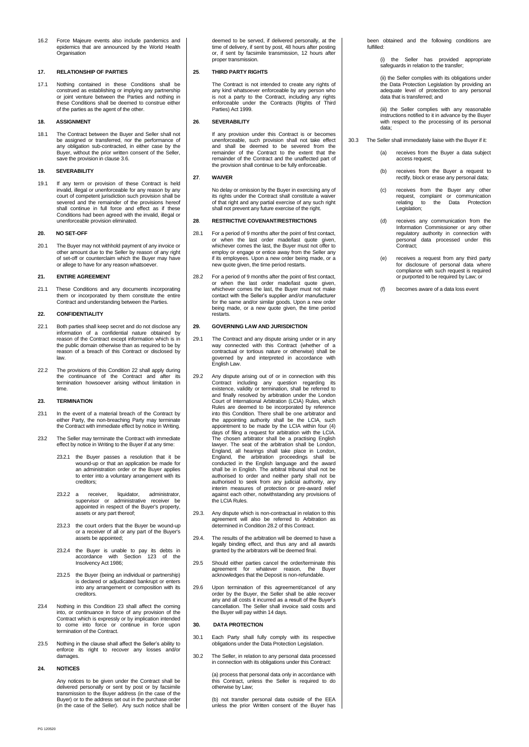16.2 Force Majeure events also include pandemics and epidemics that are announced by the World Health Organisation

## 17. RELATIONSHIP OF PARTIES

17.1 Nothing contained in these Conditions shall be construed as establishing or implying any partnership or joint venture between the Parties and nothing in these Conditions shall be deemed to construe either of the parties as the agent of the other.

## 18. ASSIGNMENT

18.1 The Contract between the Buyer and Seller shall not be assigned or transferred, nor the performance of any obligation sub-contracted, in either case by the Buyer, without the prior written consent of the Seller, save the provision in clause 3.6.

## 19. SEVERABILITY

19.1 If any term or provision of these Contract is held invalid, illegal or unenforceable for any reason by any court of competent jurisdiction such provision shall be severed and the remainder of the provisions hereof shall continue in full force and effect as if these Conditions had been agreed with the invalid, illegal or unenforceable provision eliminated.

## 20. NO SET-OFF

20.1 The Buyer may not withhold payment of any invoice or other amount due to the Seller by reason of any right of set-off or counterclaim which the Buyer may have or allege to have for any reason whatsoever.

## 21. ENTIRE AGREEMENT

21.1 These Conditions and any documents incorporating them or incorporated by them constitute the entire Contract and understanding between the Parties.

## 22. CONFIDENTIALITY

22.1 Both parties shall keep secret and do not disclose any information of a confidential nature obtained by reason of the Contract except information which is in the public domain otherwise than as required to be by reason of a breach of this Contract or disclosed by law.

22.2 The provisions of this Condition 22 shall apply during the continuance of the Contract and after its termination howsoever arising without limitation in time.

## 23. TERMINATION

23.1 In the event of a material breach of the Contract by either Party, the non-breaching Party may terminate the Contract with immediate effect by notice in Writing.

23.2 The Seller may terminate the Contract with immediate effect by notice in Writing to the Buyer if at any time:

23.2.1 the Buyer passes a resolution that it be wound-up or that an application be made for an administration order or the Buyer applies to enter into a voluntary arrangement with its creditors;

23.2.2 a receiver, liquidator, administrator, supervisor or administrative receiver be appointed in respect of the Buyer's property, assets or any part thereof;

23.2.3 the court orders that the Buyer be wound-up or a receiver of all or any part of the Buyer's assets be appointed;

23.2.4 the Buyer is unable to pay its debts in accordance with Section 123 of the Insolvency Act 1986;

23.2.5 the Buyer (being an individual or partnership) is declared or adjudicated bankrupt or enters into any arrangement or composition with its creditors.

23.4 Nothing in this Condition 23 shall affect the coming into, or continuance in force of any provision of the Contract which is expressly or by implication intended to come into force or continue in force upon termination of the Contract.

23.5 Nothing in the clause shall affect the Seller's ability to enforce its right to recover any losses and/or damages.

## 24. NOTICES

Any notices to be given under the Contract shall be delivered personally or sent by post or by facsimile transmission to the Buyer address (in the case of the Buyer) or to the address set out in the purchase order (in the case of the Seller). Any such notice shall be deemed to be served, if delivered personally, at the time of delivery, if sent by post, 48 hours after posting or, if sent by facsimile transmission, 12 hours after proper transmission.

## 25. THIRD PARTY RIGHTS

The Contract is not intended to create any rights of any kind whatsoever enforceable by any person who is not a party to the Contract, including any rights enforceable under the Contracts (Rights of Third Parties) Act 1999.

## 26. SEVERABILITY

If any provision under this Contract is or becomes unenforceable, such provision shall not take effect and shall be deemed to be severed from the remainder of the Contract to the extent that the remainder of the Contract and the unaffected part of the provision shall continue to be fully enforceable.

## 27. WAIVER

No delay or omission by the Buyer in exercising any of its rights under the Contract shall constitute a waiver of that right and any partial exercise of any such right shall not prevent any future exercise of the right.

## 28. RESTRICTIVE COVENANT/RESTRICTIONS

28.1 For a period of 9 months after the point of first contact, or when the last order made/last quote given, whichever comes the last, the Buyer must not offer to employ or engage or entice away from the Seller any if its employees. Upon a new order being made, or a new quote given, the time period restarts.

28.2 For a period of 9 months after the point of first contact, or when the last order made/last quote given, whichever comes the last, the Buyer must not make contact with the Seller's supplier and/or manufacturer for the same and/or similar goods. Upon a new order being made, or a new quote given, the time period restarts.

## 29. GOVERNING LAW AND JURISDICTION

29.1 The Contract and any dispute arising under or in any way connected with this Contract (whether of a contractual or tortious nature or otherwise) shall be governed by and interpreted in accordance with English Law.

29.2 Any dispute arising out of or in connection with this Contract including any question regarding its existence, validity or termination, shall be referred to and finally resolved by arbitration under the London Court of International Arbitration (LCIA) Rules, which Rules are deemed to be incorporated by reference into this Condition. There shall be one arbitrator and the appointing authority shall be the LCIA, such appointment to be made by the LCIA within four (4) days of filing a request for arbitration with the LCIA. The chosen arbitrator shall be a practising English lawyer. The seat of the arbitration shall be London, England, all hearings shall take place in London, England, the arbitration proceedings shall be conducted in the English language and the award shall be in English. The arbitral tribunal shall not be authorised to order and neither party shall not be authorised to seek from any judicial authority, any interim measures of protection or pre-award relief against each other, notwithstanding any provisions of the LCIA Rules.

29.3. Any dispute which is non-contractual in relation to this agreement will also be referred to Arbitration as determined in Condition 28.2 of this Contract.

29.4. The results of the arbitration will be deemed to have a legally binding effect, and thus any and all awards granted by the arbitrators will be deemed final.

29.5 Should either parties cancel the order/terminate this agreement for whatever reason, the Buyer acknowledges that the Deposit is non-refundable.

29.6 Upon termination of this agreement/cancel of any order by the Buyer, the Seller shall be able recover any and all costs it incurred as a result of the Buyer's cancellation. The Seller shall invoice said costs and the Buyer will pay within 14 days.

## 30. DATA PROTECTION

30.1 Each Party shall fully comply with its respective obligations under the Data Protection Legislation.

30.2 The Seller, in relation to any personal data processed in connection with its obligations under this Contract:

(a) process that personal data only in accordance with this Contract, unless the Seller is required to do otherwise by Law;

(b) not transfer personal data outside of the EEA unless the prior Written consent of the Buyer has been obtained and the following conditions are fulfilled:

(i) the Seller has provided appropriate safeguards in relation to the transfer;

(ii) the Seller complies with its obligations under the Data Protection Legislation by providing an adequate level of protection to any personal data that is transferred; and

(iii) the Seller complies with any reasonable instructions notified to it in advance by the Buyer with respect to the processing of its personal data;

30.3 The Seller shall immediately liaise with the Buyer if it:

(a) receives from the Buyer a data subject access request;

(b) receives from the Buyer a request to rectify, block or erase any personal data;

(c) receives from the Buyer any other request, complaint or communication relating to the Data Protection Legislation;

(d) receives any communication from the Information Commissioner or any other regulatory authority in connection with personal data processed under this Contract;

(e) receives a request from any third party for disclosure of personal data where compliance with such request is required or purported to be required by Law; or

(f) becomes aware of a data loss event

PG 120520